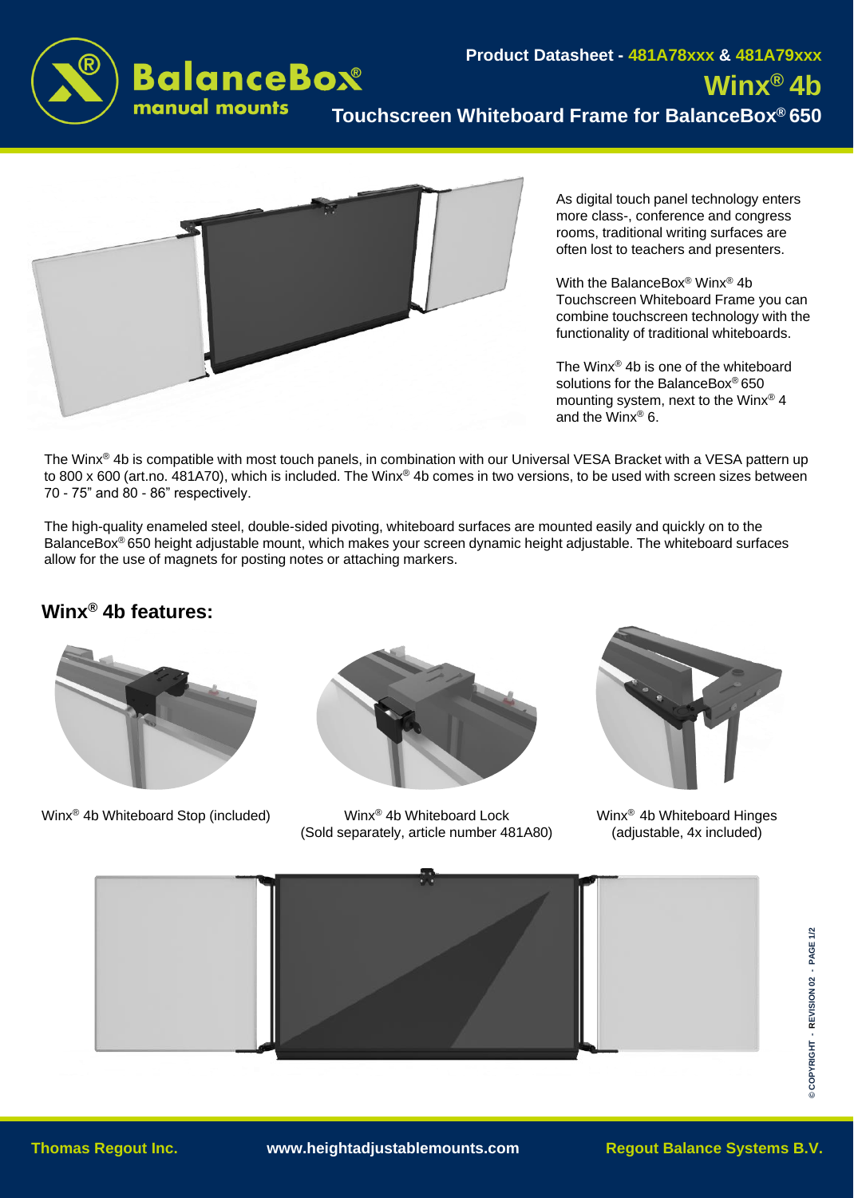Product Datasheet - 481A78xxx & 481A79xxx

# Winx® 4b

## Touchscreen Whiteboard Frame for BalanceBox® 650

As digital touch panel technology enters more class-, conference and congress rooms, traditional writing surfaces are often lost to teachers and presenters.

With the BalanceBox® Winx® 4b Touchscreen Whiteboard Frame you can combine touchscreen technology with the functionality of traditional whiteboards.

The Winx® 4b is one of the whiteboard solutions for the BalanceBox® 650 mounting system, next to the Winx® 4 and the Winx® 6.

The Winx® 4b is compatible with most touch panels, in combination with our Universal VESA Bracket with a VESA pattern up to 800 x 600 (art.no. 481A70), which is included. The Winx® 4b comes in two versions, to be used with screen sizes between 70 - 75" and 80 - 86" respectively.

The high-quality enameled steel, double-sided pivoting, whiteboard surfaces are mounted easily and quickly on to the BalanceBox® 650 height adjustable mount, which makes your screen dynamic height adjustable. The whiteboard surfaces allow for the use of magnets for posting notes or attaching markers.

## Winx® 4b features:

Winx® 4b Whiteboard Stop (included)

Winx® 4b Whiteboard Lock (Sold separately, article number 481A80)

Winx® 4b Whiteboard Hinges (adjustable, 4x included)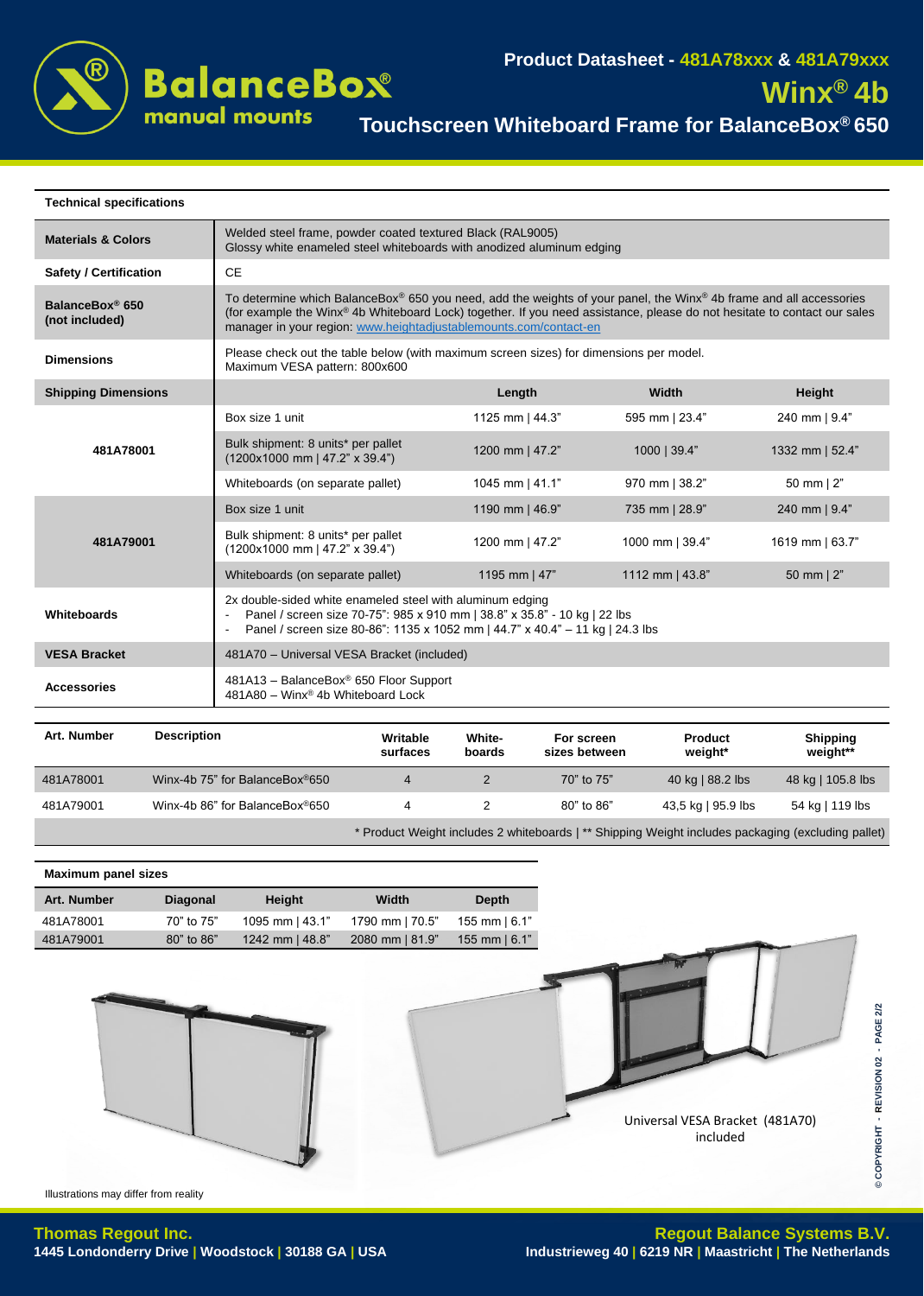# Product Datasheet - 481A78xxx & 481A79xxx

## Winx® 4b

### Touchscreen Whiteboard Frame for BalanceBox® 650

| Technical specifications | | | | |
|---|---|---|---|---|
| **Materials & Colors** | Welded steel frame, powder coated textured Black (RAL9005)<br>Glossy white enameled steel whiteboards with anodized aluminum edging | | | |
| **Safety / Certification** | CE | | | |
| **BalanceBox® 650 (not included)** | To determine which BalanceBox® 650 you need, add the weights of your panel, the Winx® 4b frame and all accessories (for example the Winx® 4b Whiteboard Lock) together. If you need assistance, please do not hesitate to contact our sales manager in your region: www.heightadjustablemounts.com/contact-en | | | |
| **Dimensions** | Please check out the table below (with maximum screen sizes) for dimensions per model.<br>Maximum VESA pattern: 800x600 | | | |
| **Shipping Dimensions** | | **Length** | **Width** | **Height** |
| **481A78001** | Box size 1 unit | 1125 mm \| 44.3" | 595 mm \| 23.4" | 240 mm \| 9.4" |
| | Bulk shipment: 8 units* per pallet (1200x1000 mm \| 47.2" x 39.4") | 1200 mm \| 47.2" | 1000 \| 39.4" | 1332 mm \| 52.4" |
| | Whiteboards (on separate pallet) | 1045 mm \| 41.1" | 970 mm \| 38.2" | 50 mm \| 2" |
| **481A79001** | Box size 1 unit | 1190 mm \| 46.9" | 735 mm \| 28.9" | 240 mm \| 9.4" |
| | Bulk shipment: 8 units* per pallet (1200x1000 mm \| 47.2" x 39.4") | 1200 mm \| 47.2" | 1000 mm \| 39.4" | 1619 mm \| 63.7" |
| | Whiteboards (on separate pallet) | 1195 mm \| 47" | 1112 mm \| 43.8" | 50 mm \| 2" |
| **Whiteboards** | 2x double-sided white enameled steel with aluminum edging<br>- Panel / screen size 70-75": 985 x 910 mm \| 38.8" x 35.8" - 10 kg \| 22 lbs<br>- Panel / screen size 80-86": 1135 x 1052 mm \| 44.7" x 40.4" – 11 kg \| 24.3 lbs | | | |
| **VESA Bracket** | 481A70 – Universal VESA Bracket (included) | | | |
| **Accessories** | 481A13 – BalanceBox® 650 Floor Support<br>481A80 – Winx® 4b Whiteboard Lock | | | |

| Art. Number | Description | Writable surfaces | White-boards | For screen sizes between | Product weight* | Shipping weight** |
|---|---|---|---|---|---|---|
| 481A78001 | Winx-4b 75" for BalanceBox®650 | 4 | 2 | 70" to 75" | 40 kg \| 88.2 lbs | 48 kg \| 105.8 lbs |
| 481A79001 | Winx-4b 86" for BalanceBox®650 | 4 | 2 | 80" to 86" | 43,5 kg \| 95.9 lbs | 54 kg \| 119 lbs |

\* Product Weight includes 2 whiteboards | ** Shipping Weight includes packaging (excluding pallet)

**Maximum panel sizes**

| Art. Number | Diagonal | Height | Width | Depth |
|---|---|---|---|---|
| 481A78001 | 70" to 75" | 1095 mm \| 43.1" | 1790 mm \| 70.5" | 155 mm \| 6.1" |
| 481A79001 | 80" to 86" | 1242 mm \| 48.8" | 2080 mm \| 81.9" | 155 mm \| 6.1" |

Universal VESA Bracket (481A70) included

Illustrations may differ from reality

© COPYRIGHT - REVISION 02

**Thomas Regout Inc.**
1445 Londonderry Drive | Woodstock | 30188 GA | USA

**Regout Balance Systems B.V.**
Industrieweg 40 | 6219 NR | Maastricht | The Netherlands